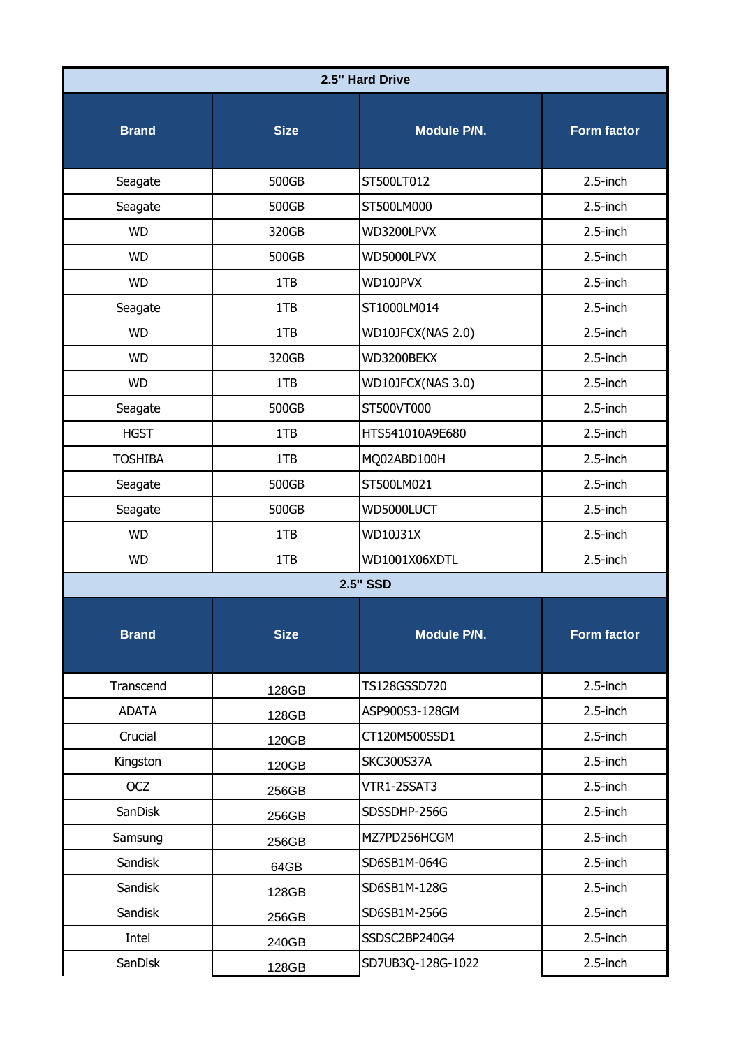| 2.5" Hard Drive | | | |
|---|---|---|---|
| **Brand** | **Size** | **Module P/N.** | **Form factor** |
| Seagate | 500GB | ST500LT012 | 2.5-inch |
| Seagate | 500GB | ST500LM000 | 2.5-inch |
| WD | 320GB | WD3200LPVX | 2.5-inch |
| WD | 500GB | WD5000LPVX | 2.5-inch |
| WD | 1TB | WD10JPVX | 2.5-inch |
| Seagate | 1TB | ST1000LM014 | 2.5-inch |
| WD | 1TB | WD10JFCX(NAS 2.0) | 2.5-inch |
| WD | 320GB | WD3200BEKX | 2.5-inch |
| WD | 1TB | WD10JFCX(NAS 3.0) | 2.5-inch |
| Seagate | 500GB | ST500VT000 | 2.5-inch |
| HGST | 1TB | HTS541010A9E680 | 2.5-inch |
| TOSHIBA | 1TB | MQ02ABD100H | 2.5-inch |
| Seagate | 500GB | ST500LM021 | 2.5-inch |
| Seagate | 500GB | WD5000LUCT | 2.5-inch |
| WD | 1TB | WD10J31X | 2.5-inch |
| WD | 1TB | WD1001X06XDTL | 2.5-inch |

| 2.5" SSD | | | |
|---|---|---|---|
| **Brand** | **Size** | **Module P/N.** | **Form factor** |
| Transcend | 128GB | TS128GSSD720 | 2.5-inch |
| ADATA | 128GB | ASP900S3-128GM | 2.5-inch |
| Crucial | 120GB | CT120M500SSD1 | 2.5-inch |
| Kingston | 120GB | SKC300S37A | 2.5-inch |
| OCZ | 256GB | VTR1-25SAT3 | 2.5-inch |
| SanDisk | 256GB | SDSSDHP-256G | 2.5-inch |
| Samsung | 256GB | MZ7PD256HCGM | 2.5-inch |
| Sandisk | 64GB | SD6SB1M-064G | 2.5-inch |
| Sandisk | 128GB | SD6SB1M-128G | 2.5-inch |
| Sandisk | 256GB | SD6SB1M-256G | 2.5-inch |
| Intel | 240GB | SSDSC2BP240G4 | 2.5-inch |
| SanDisk | 128GB | SD7UB3Q-128G-1022 | 2.5-inch |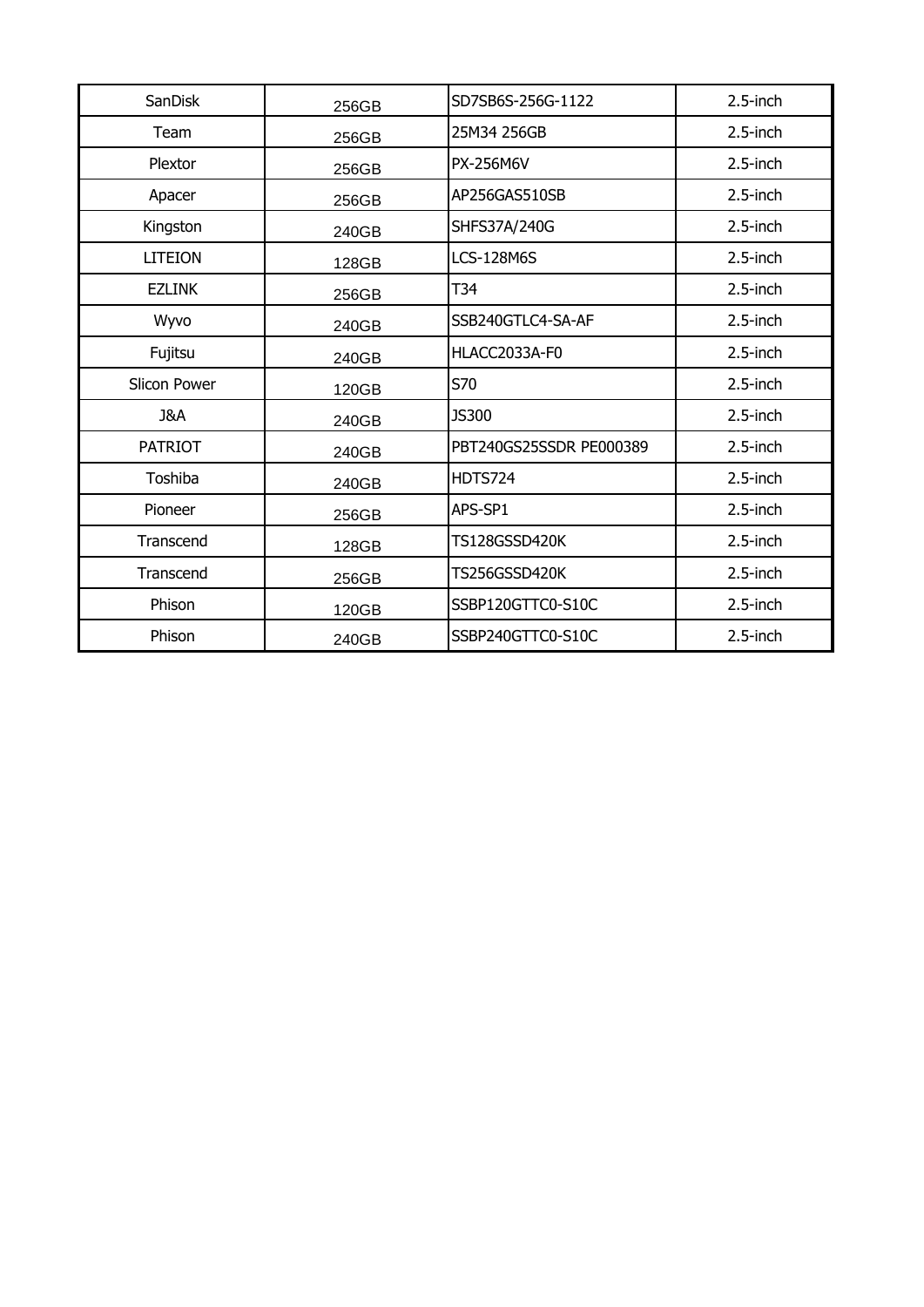| | | | |
|---|---|---|---|
| SanDisk | 256GB | SD7SB6S-256G-1122 | 2.5-inch |
| Team | 256GB | 25M34 256GB | 2.5-inch |
| Plextor | 256GB | PX-256M6V | 2.5-inch |
| Apacer | 256GB | AP256GAS510SB | 2.5-inch |
| Kingston | 240GB | SHFS37A/240G | 2.5-inch |
| LITEION | 128GB | LCS-128M6S | 2.5-inch |
| EZLINK | 256GB | T34 | 2.5-inch |
| Wyvo | 240GB | SSB240GTLC4-SA-AF | 2.5-inch |
| Fujitsu | 240GB | HLACC2033A-F0 | 2.5-inch |
| Slicon Power | 120GB | S70 | 2.5-inch |
| J&A | 240GB | JS300 | 2.5-inch |
| PATRIOT | 240GB | PBT240GS25SSDR PE000389 | 2.5-inch |
| Toshiba | 240GB | HDTS724 | 2.5-inch |
| Pioneer | 256GB | APS-SP1 | 2.5-inch |
| Transcend | 128GB | TS128GSSD420K | 2.5-inch |
| Transcend | 256GB | TS256GSSD420K | 2.5-inch |
| Phison | 120GB | SSBP120GTTC0-S10C | 2.5-inch |
| Phison | 240GB | SSBP240GTTC0-S10C | 2.5-inch |